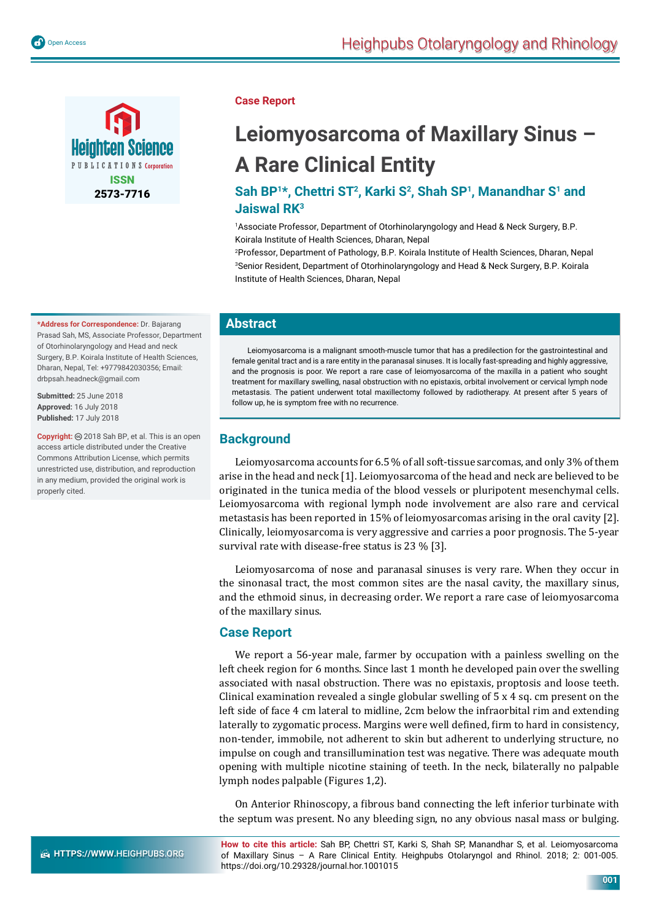Case Report

# Leiomyosarcoma of Maxillary Sinus – A Rare Clinical Entity

**Sah BP[1]*, Chettri ST[2], Karki S[2], Shah SP[1], Manandhar S[1] and Jaiswal RK[3]**

[1]Associate Professor, Department of Otorhinolaryngology and Head & Neck Surgery, B.P. Koirala Institute of Health Sciences, Dharan, Nepal

[2]Professor, Department of Pathology, B.P. Koirala Institute of Health Sciences, Dharan, Nepal

[3]Senior Resident, Department of Otorhinolaryngology and Head & Neck Surgery, B.P. Koirala Institute of Health Sciences, Dharan, Nepal

**\*Address for Correspondence:** Dr. Bajarang Prasad Sah, MS, Associate Professor, Department of Otorhinolaryngology and Head and neck Surgery, B.P. Koirala Institute of Health Sciences, Dharan, Nepal, Tel: +9779842030356; Email: drbpsah.headneck@gmail.com

**Submitted:** 25 June 2018
**Approved:** 16 July 2018
**Published:** 17 July 2018

**Copyright:** © 2018 Sah BP, et al. This is an open access article distributed under the Creative Commons Attribution License, which permits unrestricted use, distribution, and reproduction in any medium, provided the original work is properly cited.

## Abstract

Leiomyosarcoma is a malignant smooth-muscle tumor that has a predilection for the gastrointestinal and female genital tract and is a rare entity in the paranasal sinuses. It is locally fast-spreading and highly aggressive, and the prognosis is poor. We report a rare case of leiomyosarcoma of the maxilla in a patient who sought treatment for maxillary swelling, nasal obstruction with no epistaxis, orbital involvement or cervical lymph node metastasis. The patient underwent total maxillectomy followed by radiotherapy. At present after 5 years of follow up, he is symptom free with no recurrence.

## Background

Leiomyosarcoma accounts for 6.5 % of all soft-tissue sarcomas, and only 3% of them arise in the head and neck [1]. Leiomyosarcoma of the head and neck are believed to be originated in the tunica media of the blood vessels or pluripotent mesenchymal cells. Leiomyosarcoma with regional lymph node involvement are also rare and cervical metastasis has been reported in 15% of leiomyosarcomas arising in the oral cavity [2]. Clinically, leiomyosarcoma is very aggressive and carries a poor prognosis. The 5-year survival rate with disease-free status is 23 % [3].

Leiomyosarcoma of nose and paranasal sinuses is very rare. When they occur in the sinonasal tract, the most common sites are the nasal cavity, the maxillary sinus, and the ethmoid sinus, in decreasing order. We report a rare case of leiomyosarcoma of the maxillary sinus.

## Case Report

We report a 56-year male, farmer by occupation with a painless swelling on the left cheek region for 6 months. Since last 1 month he developed pain over the swelling associated with nasal obstruction. There was no epistaxis, proptosis and loose teeth. Clinical examination revealed a single globular swelling of 5 x 4 sq. cm present on the left side of face 4 cm lateral to midline, 2cm below the infraorbital rim and extending laterally to zygomatic process. Margins were well defined, firm to hard in consistency, non-tender, immobile, not adherent to skin but adherent to underlying structure, no impulse on cough and transillumination test was negative. There was adequate mouth opening with multiple nicotine staining of teeth. In the neck, bilaterally no palpable lymph nodes palpable (Figures 1,2).

On Anterior Rhinoscopy, a fibrous band connecting the left inferior turbinate with the septum was present. No any bleeding sign, no any obvious nasal mass or bulging.

**How to cite this article:** Sah BP, Chettri ST, Karki S, Shah SP, Manandhar S, et al. Leiomyosarcoma of Maxillary Sinus – A Rare Clinical Entity. Heighpubs Otolaryngol and Rhinol. 2018; 2: 001-005. https://doi.org/10.29328/journal.hor.1001015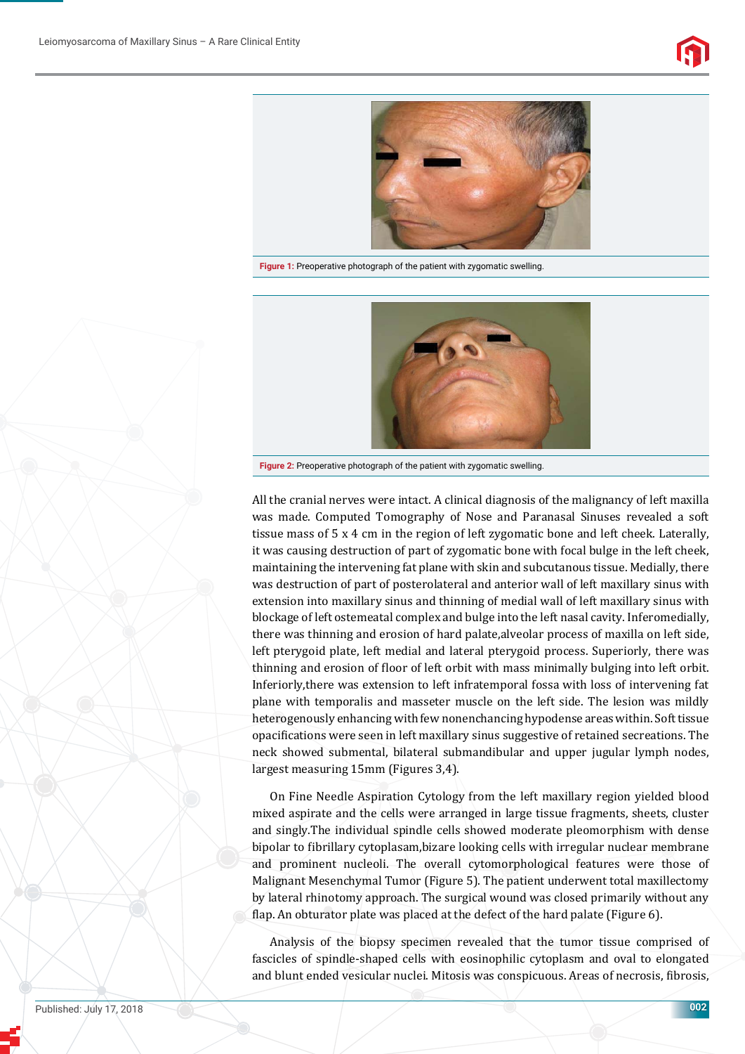Figure 1: Preoperative photograph of the patient with zygomatic swelling.

Figure 2: Preoperative photograph of the patient with zygomatic swelling.

All the cranial nerves were intact. A clinical diagnosis of the malignancy of left maxilla was made. Computed Tomography of Nose and Paranasal Sinuses revealed a soft tissue mass of 5 x 4 cm in the region of left zygomatic bone and left cheek. Laterally, it was causing destruction of part of zygomatic bone with focal bulge in the left cheek, maintaining the intervening fat plane with skin and subcutanous tissue. Medially, there was destruction of part of posterolateral and anterior wall of left maxillary sinus with extension into maxillary sinus and thinning of medial wall of left maxillary sinus with blockage of left ostemeatal complex and bulge into the left nasal cavity. Inferomedially, there was thinning and erosion of hard palate,alveolar process of maxilla on left side, left pterygoid plate, left medial and lateral pterygoid process. Superiorly, there was thinning and erosion of floor of left orbit with mass minimally bulging into left orbit. Inferiorly,there was extension to left infratemporal fossa with loss of intervening fat plane with temporalis and masseter muscle on the left side. The lesion was mildly heterogenously enhancing with few nonenchancing hypodense areas within. Soft tissue opacifications were seen in left maxillary sinus suggestive of retained secretions. The neck showed submental, bilateral submandibular and upper jugular lymph nodes, largest measuring 15mm (Figures 3,4).

On Fine Needle Aspiration Cytology from the left maxillary region yielded blood mixed aspirate and the cells were arranged in large tissue fragments, sheets, cluster and singly.The individual spindle cells showed moderate pleomorphism with dense bipolar to fibrillary cytoplasam,bizare looking cells with irregular nuclear membrane and prominent nucleoli. The overall cytomorphological features were those of Malignant Mesenchymal Tumor (Figure 5). The patient underwent total maxillectomy by lateral rhinotomy approach. The surgical wound was closed primarily without any flap. An obturator plate was placed at the defect of the hard palate (Figure 6).

Analysis of the biopsy specimen revealed that the tumor tissue comprised of fascicles of spindle-shaped cells with eosinophilic cytoplasm and oval to elongated and blunt ended vesicular nuclei. Mitosis was conspicuous. Areas of necrosis, fibrosis,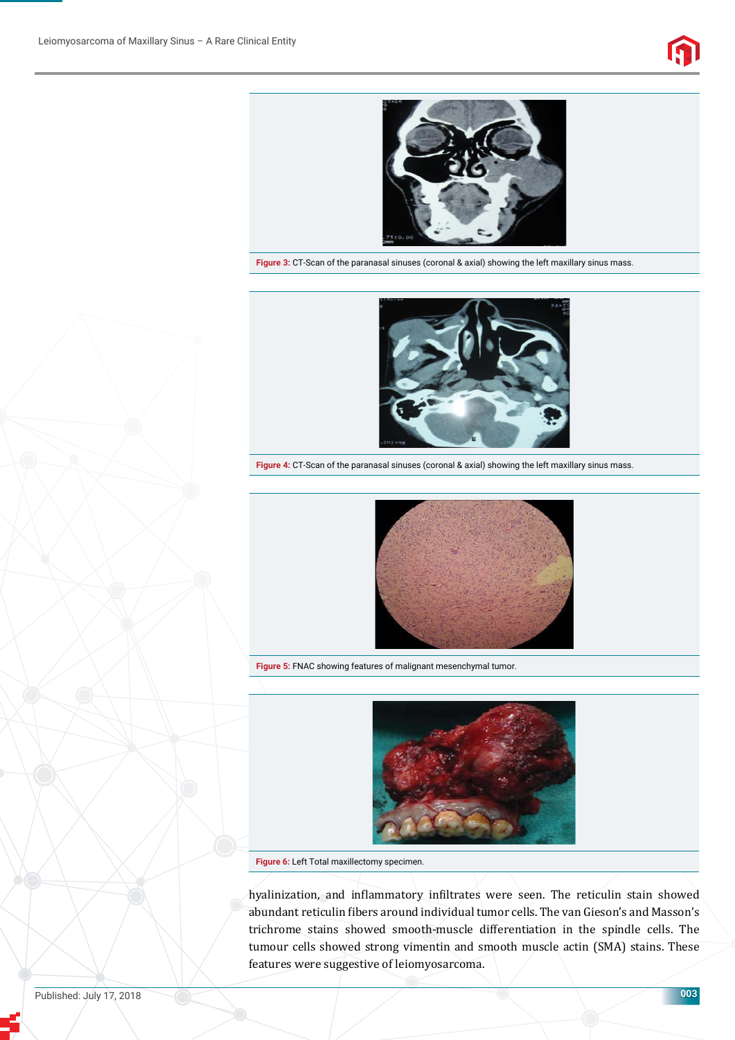Figure 3: CT-Scan of the paranasal sinuses (coronal & axial) showing the left maxillary sinus mass.

Figure 4: CT-Scan of the paranasal sinuses (coronal & axial) showing the left maxillary sinus mass.

Figure 5: FNAC showing features of malignant mesenchymal tumor.

Figure 6: Left Total maxillectomy specimen.

hyalinization, and inflammatory infiltrates were seen. The reticulin stain showed abundant reticulin fibers around individual tumor cells. The van Gieson's and Masson's trichrome stains showed smooth-muscle differentiation in the spindle cells. The tumour cells showed strong vimentin and smooth muscle actin (SMA) stains. These features were suggestive of leiomyosarcoma.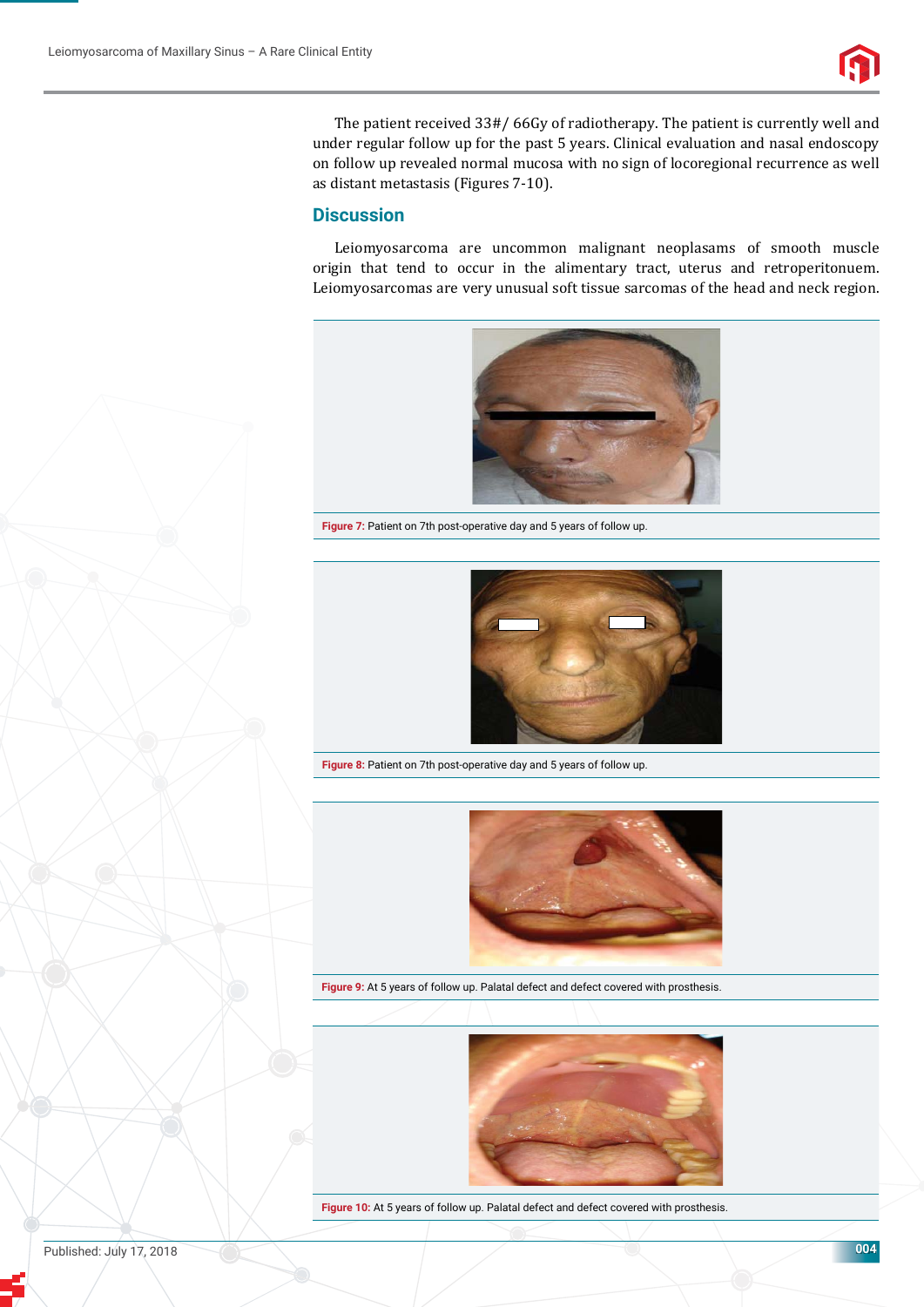The patient received 33#/ 66Gy of radiotherapy. The patient is currently well and under regular follow up for the past 5 years. Clinical evaluation and nasal endoscopy on follow up revealed normal mucosa with no sign of locoregional recurrence as well as distant metastasis (Figures 7-10).

## Discussion

Leiomyosarcoma are uncommon malignant neoplasams of smooth muscle origin that tend to occur in the alimentary tract, uterus and retroperitonuem. Leiomyosarcomas are very unusual soft tissue sarcomas of the head and neck region.

**Figure 7:** Patient on 7th post-operative day and 5 years of follow up.

**Figure 8:** Patient on 7th post-operative day and 5 years of follow up.

**Figure 9:** At 5 years of follow up. Palatal defect and defect covered with prosthesis.

**Figure 10:** At 5 years of follow up. Palatal defect and defect covered with prosthesis.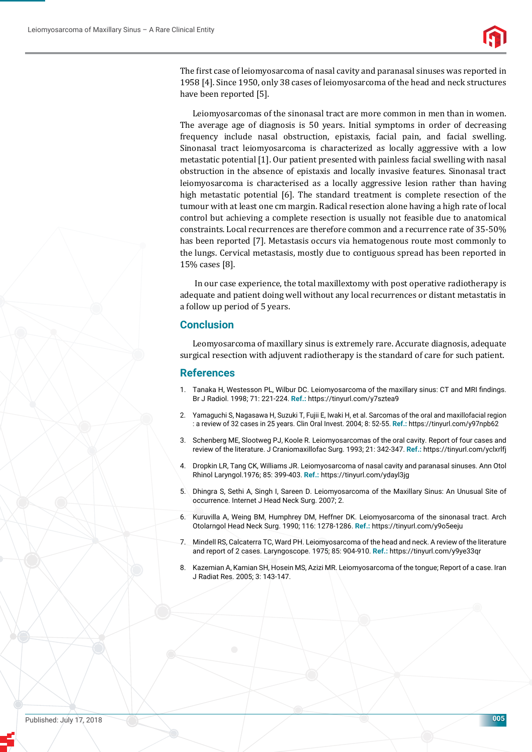The first case of leiomyosarcoma of nasal cavity and paranasal sinuses was reported in 1958 [4]. Since 1950, only 38 cases of leiomyosarcoma of the head and neck structures have been reported [5].

Leiomyosarcomas of the sinonasal tract are more common in men than in women. The average age of diagnosis is 50 years. Initial symptoms in order of decreasing frequency include nasal obstruction, epistaxis, facial pain, and facial swelling. Sinonasal tract leiomyosarcoma is characterized as locally aggressive with a low metastatic potential [1]. Our patient presented with painless facial swelling with nasal obstruction in the absence of epistaxis and locally invasive features. Sinonasal tract leiomyosarcoma is characterised as a locally aggressive lesion rather than having high metastatic potential [6]. The standard treatment is complete resection of the tumour with at least one cm margin. Radical resection alone having a high rate of local control but achieving a complete resection is usually not feasible due to anatomical constraints. Local recurrences are therefore common and a recurrence rate of 35-50% has been reported [7]. Metastasis occurs via hematogenous route most commonly to the lungs. Cervical metastasis, mostly due to contiguous spread has been reported in 15% cases [8].

In our case experience, the total maxillextomy with post operative radiotherapy is adequate and patient doing well without any local recurrences or distant metastatis in a follow up period of 5 years.

## Conclusion

Leomyosarcoma of maxillary sinus is extremely rare. Accurate diagnosis, adequate surgical resection with adjuvent radiotherapy is the standard of care for such patient.

## References

1. Tanaka H, Westesson PL, Wilbur DC. Leiomyosarcoma of the maxillary sinus: CT and MRI findings. Br J Radiol. 1998; 71: 221-224. **Ref.:** https://tinyurl.com/y7sztea9
2. Yamaguchi S, Nagasawa H, Suzuki T, Fujii E, Iwaki H, et al. Sarcomas of the oral and maxillofacial region : a review of 32 cases in 25 years. Clin Oral Invest. 2004; 8: 52-55. **Ref.:** https://tinyurl.com/y97npb62
3. Schenberg ME, Slootweg PJ, Koole R. Leiomyosarcomas of the oral cavity. Report of four cases and review of the literature. J Craniomaxillofac Surg. 1993; 21: 342-347. **Ref.:** https://tinyurl.com/yclxrlfj
4. Dropkin LR, Tang CK, Williams JR. Leiomyosarcoma of nasal cavity and paranasal sinuses. Ann Otol Rhinol Laryngol.1976; 85: 399-403. **Ref.:** https://tinyurl.com/ydayl3jg
5. Dhingra S, Sethi A, Singh I, Sareen D. Leiomyosarcoma of the Maxillary Sinus: An Unusual Site of occurrence. Internet J Head Neck Surg. 2007; 2.
6. Kuruvilla A, Weing BM, Humphrey DM, Heffner DK. Leiomyosarcoma of the sinonasal tract. Arch Otolarngol Head Neck Surg. 1990; 116: 1278-1286. **Ref.:** https://tinyurl.com/y9o5eeju
7. Mindell RS, Calcaterra TC, Ward PH. Leiomyosarcoma of the head and neck. A review of the literature and report of 2 cases. Laryngoscope. 1975; 85: 904-910. **Ref.:** https://tinyurl.com/y9ye33qr
8. Kazemian A, Kamian SH, Hosein MS, Azizi MR. Leiomyosarcoma of the tongue; Report of a case. Iran J Radiat Res. 2005; 3: 143-147.